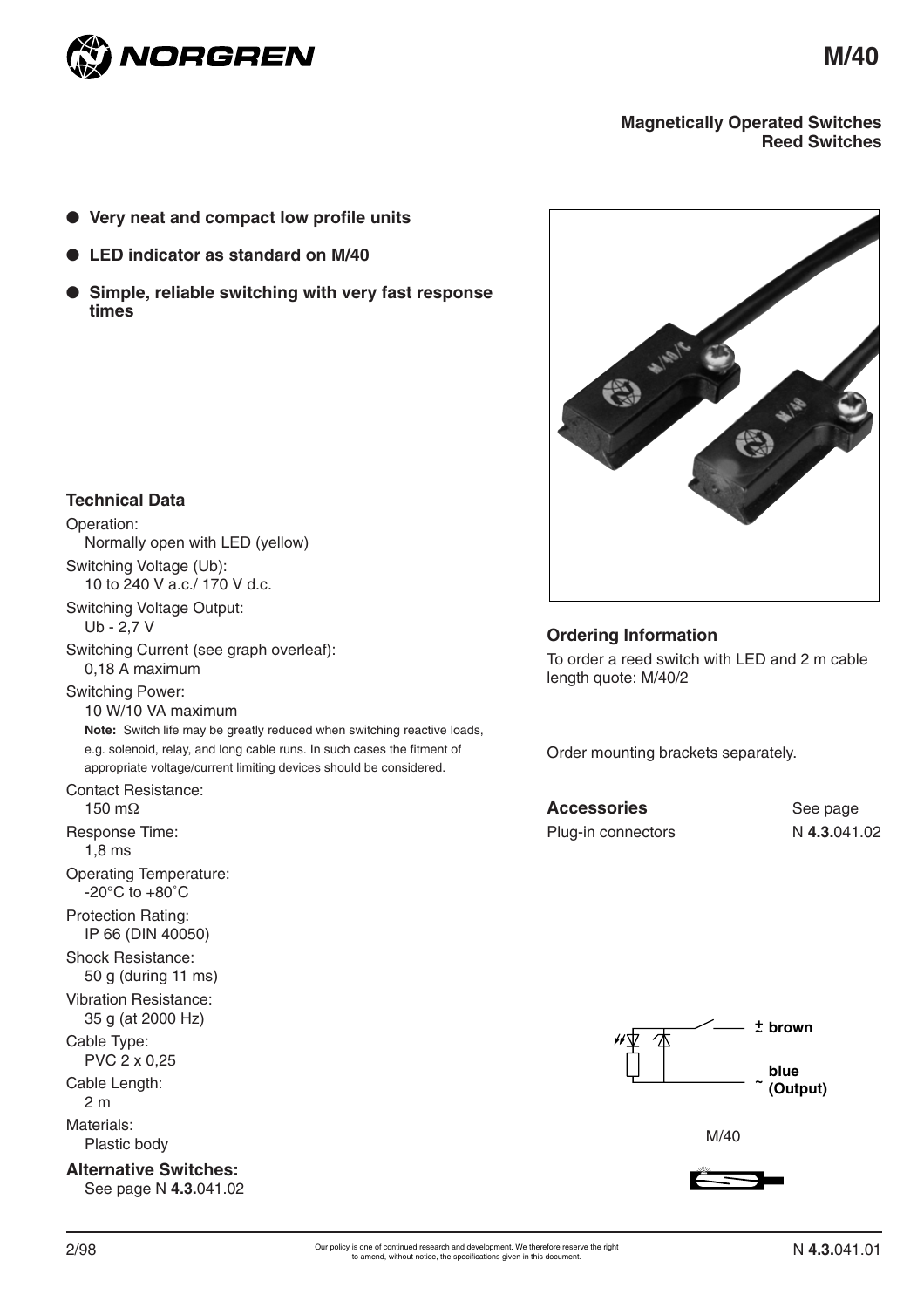# M/40

**Magnetically Operated Switches**
**Reed Switches**

- **Very neat and compact low profile units**
- **LED indicator as standard on M/40**
- **Simple, reliable switching with very fast response times**

## Technical Data

Operation:
Normally open with LED (yellow)

Switching Voltage (Ub):
10 to 240 V a.c./ 170 V d.c.

Switching Voltage Output:
Ub - 2,7 V

Switching Current (see graph overleaf):
0,18 A maximum

Switching Power:
10 W/10 VA maximum

**Note:** Switch life may be greatly reduced when switching reactive loads, e.g. solenoid, relay, and long cable runs. In such cases the fitment of appropriate voltage/current limiting devices should be considered.

Contact Resistance:
150 mΩ

Response Time:
1,8 ms

Operating Temperature:
-20°C to +80˚C

Protection Rating:
IP 66 (DIN 40050)

Shock Resistance:
50 g (during 11 ms)

Vibration Resistance:
35 g (at 2000 Hz)

Cable Type:
PVC 2 x 0,25

Cable Length:
2 m

Materials:
Plastic body

**Alternative Switches:**
See page N **4.3.**041.02

## Ordering Information

To order a reed switch with LED and 2 m cable length quote: M/40/2

Order mounting brackets separately.

| **Accessories** | See page |
|---|---|
| Plug-in connectors | N **4.3.**041.02 |

± **brown**

~ **blue (Output)**

M/40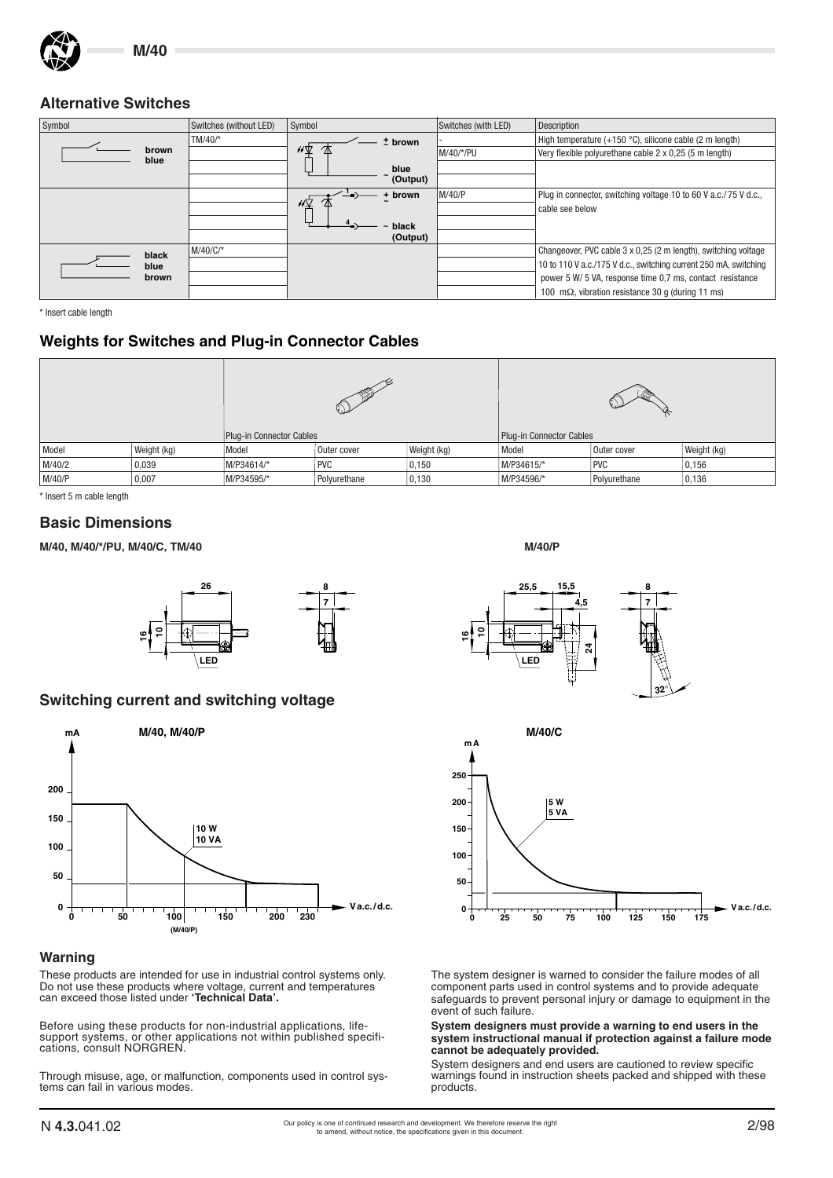## Alternative Switches

| Symbol | Switches (without LED) | Symbol | Switches (with LED) | Description |
|---|---|---|---|---|
| brown blue | TM/40/* | ± brown, ~ blue (Output) | - | High temperature (+150 °C), silicone cable (2 m length) |
| | | | M/40/*/PU | Very flexible polyurethane cable 2 x 0,25 (5 m length) |
| | | | | |
| | | | | |
| | | + brown ~, ~ black (Output) | M/40/P | Plug in connector, switching voltage 10 to 60 V a.c./75 V d.c., cable see below |
| | | | | |
| | | | | |
| | | | | |
| black blue brown | M/40/C/* | | | Changeover, PVC cable 3 x 0,25 (2 m length), switching voltage 10 to 110 V a.c./175 V d.c., switching current 250 mA, switching power 5 W/ 5 VA, response time 0,7 ms, contact resistance 100 mΩ, vibration resistance 30 g (during 11 ms) |

\* Insert cable length

## Weights for Switches and Plug-in Connector Cables

| | | Plug-in Connector Cables | | | Plug-in Connector Cables | | |
|---|---|---|---|---|---|---|---|
| Model | Weight (kg) | Model | Outer cover | Weight (kg) | Model | Outer cover | Weight (kg) |
| M/40/2 | 0,039 | M/P34614/* | PVC | 0,150 | M/P34615/* | PVC | 0,156 |
| M/40/P | 0,007 | M/P34595/* | Polyurethane | 0,130 | M/P34596/* | Polyurethane | 0,136 |

\* Insert 5 m cable length

## Basic Dimensions

**M/40, M/40/*/PU, M/40/C, TM/40**

26, 16, 10, 8, 7, LED

**M/40/P**

25,5, 15,5, 4,5, 16, 10, 24, 8, 7, 32°, LED

## Switching current and switching voltage

**M/40, M/40/P**

mA; 0, 50, 100, 150, 200; 10 W, 10 VA; V a.c./d.c.; 0, 50, 100 (M/40/P), 150, 200, 230

**M/40/C**

m A; 0, 50, 100, 150, 200, 250; 5 W, 5 VA; V a.c./d.c.; 0, 25, 50, 75, 100, 125, 150, 175

## Warning

These products are intended for use in industrial control systems only. Do not use these products where voltage, current and temperatures can exceed those listed under **'Technical Data'.**

Before using these products for non-industrial applications, life-support systems, or other applications not within published specifications, consult NORGREN.

Through misuse, age, or malfunction, components used in control systems can fail in various modes.

The system designer is warned to consider the failure modes of all component parts used in control systems and to provide adequate safeguards to prevent personal injury or damage to equipment in the event of such failure.

**System designers must provide a warning to end users in the system instructional manual if protection against a failure mode cannot be adequately provided.**

System designers and end users are cautioned to review specific warnings found in instruction sheets packed and shipped with these products.

Our policy is one of continued research and development. We therefore reserve the right to amend, without notice, the specifications given in this document.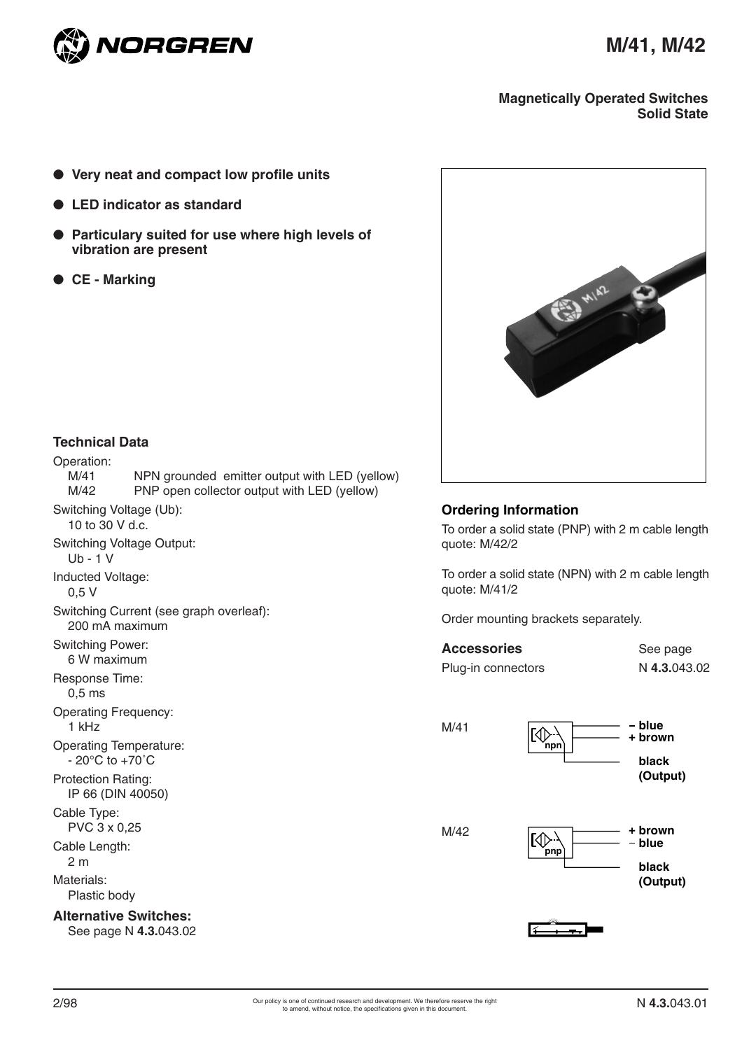# M/41, M/42

**Magnetically Operated Switches**
**Solid State**

- **Very neat and compact low profile units**
- **LED indicator as standard**
- **Particulary suited for use where high levels of vibration are present**
- **CE - Marking**

### Technical Data

Operation:
- M/41 NPN grounded emitter output with LED (yellow)
- M/42 PNP open collector output with LED (yellow)

Switching Voltage (Ub):
10 to 30 V d.c.

Switching Voltage Output:
Ub - 1 V

Inducted Voltage:
0,5 V

Switching Current (see graph overleaf):
200 mA maximum

Switching Power:
6 W maximum

Response Time:
0,5 ms

Operating Frequency:
1 kHz

Operating Temperature:
- 20°C to +70°C

Protection Rating:
IP 66 (DIN 40050)

Cable Type:
PVC 3 x 0,25

Cable Length:
2 m

Materials:
Plastic body

**Alternative Switches:**
See page N **4.3.**043.02

### Ordering Information

To order a solid state (PNP) with 2 m cable length quote: M/42/2

To order a solid state (NPN) with 2 m cable length quote: M/41/2

Order mounting brackets separately.

| **Accessories** | See page |
|---|---|
| Plug-in connectors | N **4.3.**043.02 |

M/41 — npn: **– blue**, **+ brown**, **black (Output)**

M/42 — pnp: **+ brown**, **– blue**, **black (Output)**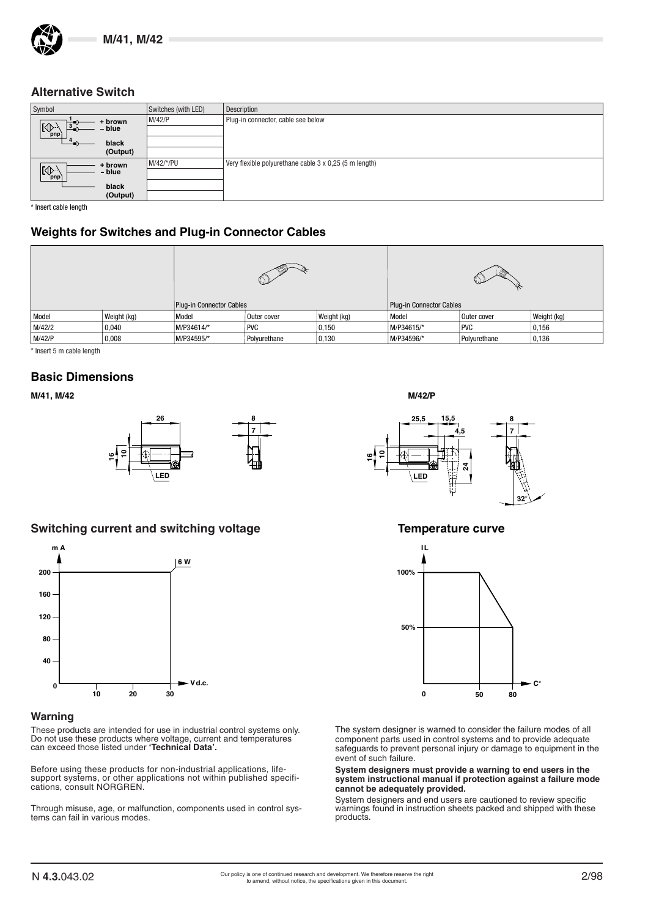## Alternative Switch

| Symbol | Switches (with LED) | Description |
|---|---|---|
| 1 + brown, 3 – blue, 4 black (Output), pnp | M/42/P | Plug-in connector, cable see below |
| + brown, – blue, black (Output), pnp | M/42/*/PU | Very flexible polyurethane cable 3 x 0,25 (5 m length) |

\* Insert cable length

## Weights for Switches and Plug-in Connector Cables

| | | Plug-in Connector Cables | | | Plug-in Connector Cables | | |
|---|---|---|---|---|---|---|---|
| Model | Weight (kg) | Model | Outer cover | Weight (kg) | Model | Outer cover | Weight (kg) |
| M/42/2 | 0,040 | M/P34614/* | PVC | 0,150 | M/P34615/* | PVC | 0,156 |
| M/42/P | 0,008 | M/P34595/* | Polyurethane | 0,130 | M/P34596/* | Polyurethane | 0,136 |

\* Insert 5 m cable length

## Basic Dimensions

**M/41, M/42**

26
16
10
LED
8
7

**M/42/P**

25,5
15,5
4,5
16
10
24
LED
8
7
32°

## Switching current and switching voltage

m A
200
160
120
80
40
0
10
20
30
6 W
V d.c.

## Temperature curve

I L
100%
50%
0
50
80
C°

### Warning

These products are intended for use in industrial control systems only. Do not use these products where voltage, current and temperatures can exceed those listed under **'Technical Data'.**

Before using these products for non-industrial applications, life-support systems, or other applications not within published specifications, consult NORGREN.

Through misuse, age, or malfunction, components used in control systems can fail in various modes.

The system designer is warned to consider the failure modes of all component parts used in control systems and to provide adequate safeguards to prevent personal injury or damage to equipment in the event of such failure.

**System designers must provide a warning to end users in the system instructional manual if protection against a failure mode cannot be adequately provided.**

System designers and end users are cautioned to review specific warnings found in instruction sheets packed and shipped with these products.